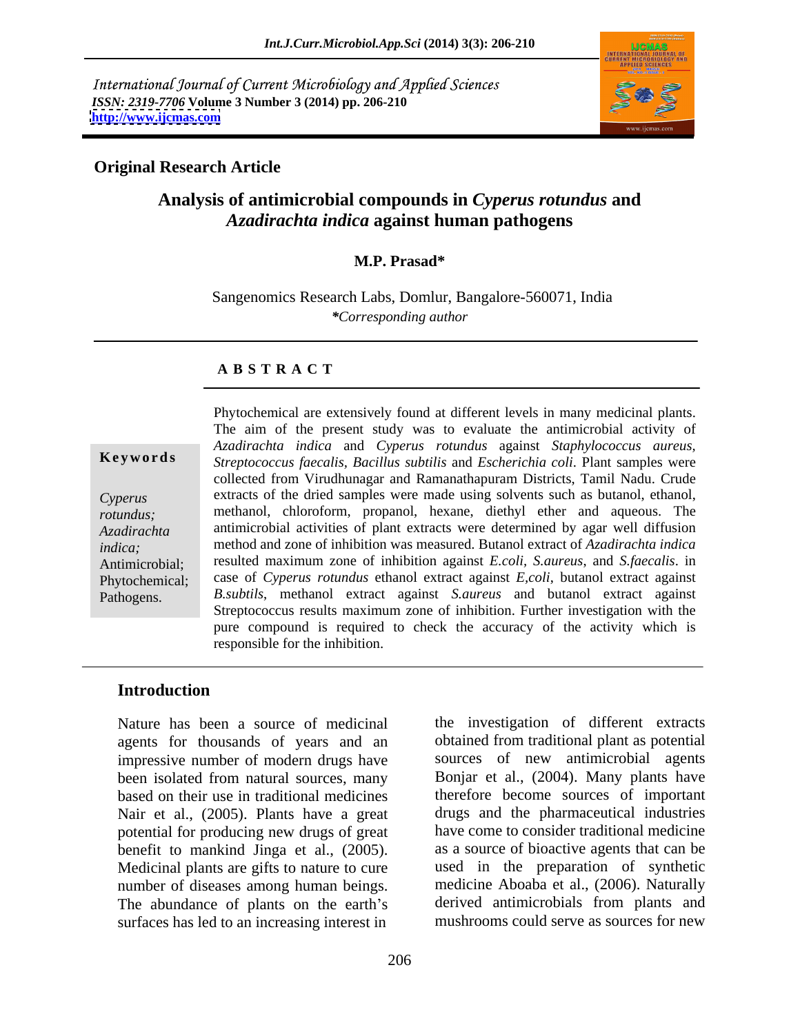International Journal of Current Microbiology and Applied Sciences
*ISSN: 2319-7706* **Volume 3 Number 3 (2014) pp. 206-210**
**http://www.ijcmas.com**

**Original Research Article**

# Analysis of antimicrobial compounds in *Cyperus rotundus* and *Azadirachta indica* against human pathogens

**M.P. Prasad***

Sangenomics Research Labs, Domlur, Bangalore-560071, India
**Corresponding author*

## A B S T R A C T

**Keywords**

*Cyperus rotundus; Azadirachta indica;* Antimicrobial; Phytochemical; Pathogens.

Phytochemical are extensively found at different levels in many medicinal plants. The aim of the present study was to evaluate the antimicrobial activity of *Azadirachta indica* and *Cyperus rotundus* against *Staphylococcus aureus, Streptococcus faecalis, Bacillus subtilis* and *Escherichia coli*. Plant samples were collected from Virudhunagar and Ramanathapuram Districts, Tamil Nadu. Crude extracts of the dried samples were made using solvents such as butanol, ethanol, methanol, chloroform, propanol, hexane, diethyl ether and aqueous. The antimicrobial activities of plant extracts were determined by agar well diffusion method and zone of inhibition was measured. Butanol extract of *Azadirachta indica* resulted maximum zone of inhibition against *E.coli, S.aureus*, and *S.faecalis*. in case of *Cyperus rotundus* ethanol extract against *E,coli*, butanol extract against *B.subtilis*, methanol extract against *S.aureus* and butanol extract against Streptococcus results maximum zone of inhibition. Further investigation with the pure compound is required to check the accuracy of the activity which is responsible for the inhibition.

## Introduction

Nature has been a source of medicinal agents for thousands of years and an impressive number of modern drugs have been isolated from natural sources, many based on their use in traditional medicines Nair et al., (2005). Plants have a great potential for producing new drugs of great benefit to mankind Jinga et al., (2005). Medicinal plants are gifts to nature to cure number of diseases among human beings. The abundance of plants on the earth's surfaces has led to an increasing interest in the investigation of different extracts obtained from traditional plant as potential sources of new antimicrobial agents Bonjar et al., (2004). Many plants have therefore become sources of important drugs and the pharmaceutical industries have come to consider traditional medicine as a source of bioactive agents that can be used in the preparation of synthetic medicine Aboaba et al., (2006). Naturally derived antimicrobials from plants and mushrooms could serve as sources for new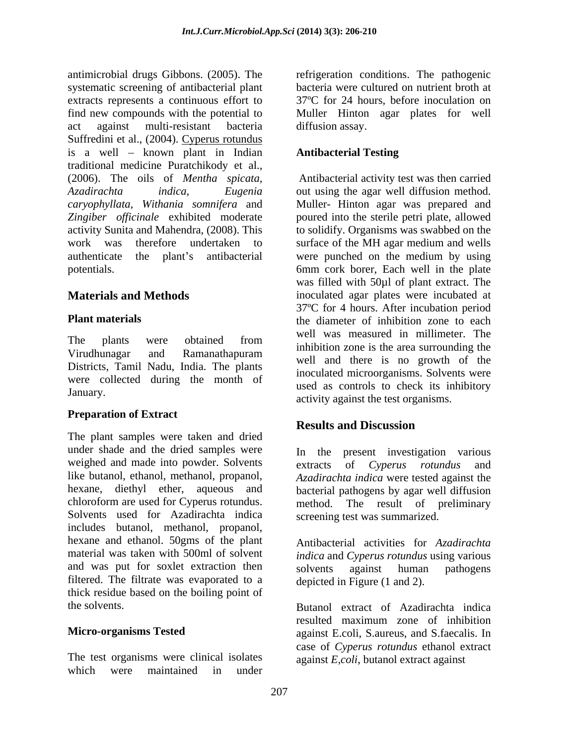antimicrobial drugs Gibbons. (2005). The systematic screening of antibacterial plant extracts represents a continuous effort to find new compounds with the potential to act against multi-resistant bacteria Suffredini et al., (2004). Cyperus rotundus is a well – known plant in Indian traditional medicine Puratchikody et al., (2006). The oils of *Mentha spicata, Azadirachta indica, Eugenia caryophyllata, Withania somnifera* and *Zingiber officinale* exhibited moderate activity Sunita and Mahendra, (2008). This work was therefore undertaken to authenticate the plant's antibacterial potentials.

## Materials and Methods

### Plant materials

The plants were obtained from Virudhunagar and Ramanathapuram Districts, Tamil Nadu, India. The plants were collected during the month of January.

### Preparation of Extract

The plant samples were taken and dried under shade and the dried samples were weighed and made into powder. Solvents like butanol, ethanol, methanol, propanol, hexane, diethyl ether, aqueous and chloroform are used for Cyperus rotundus. Solvents used for Azadirachta indica includes butanol, methanol, propanol, hexane and ethanol. 50gms of the plant material was taken with 500ml of solvent and was put for soxlet extraction then filtered. The filtrate was evaporated to a thick residue based on the boiling point of the solvents.

### Micro-organisms Tested

The test organisms were clinical isolates which were maintained in under refrigeration conditions. The pathogenic bacteria were cultured on nutrient broth at 37ºC for 24 hours, before inoculation on Muller Hinton agar plates for well diffusion assay.

### Antibacterial Testing

Antibacterial activity test was then carried out using the agar well diffusion method. Muller- Hinton agar was prepared and poured into the sterile petri plate, allowed to solidify. Organisms was swabbed on the surface of the MH agar medium and wells were punched on the medium by using 6mm cork borer, Each well in the plate was filled with 50µl of plant extract. The inoculated agar plates were incubated at 37ºC for 4 hours. After incubation period the diameter of inhibition zone to each well was measured in millimeter. The inhibition zone is the area surrounding the well and there is no growth of the inoculated microorganisms. Solvents were used as controls to check its inhibitory activity against the test organisms.

## Results and Discussion

In the present investigation various extracts of *Cyperus rotundus* and *Azadirachta indica* were tested against the bacterial pathogens by agar well diffusion method. The result of preliminary screening test was summarized.

Antibacterial activities for *Azadirachta indica* and *Cyperus rotundus* using various solvents against human pathogens depicted in Figure (1 and 2).

Butanol extract of Azadirachta indica resulted maximum zone of inhibition against E.coli, S.aureus, and S.faecalis. In case of *Cyperus rotundus* ethanol extract against *E,coli*, butanol extract against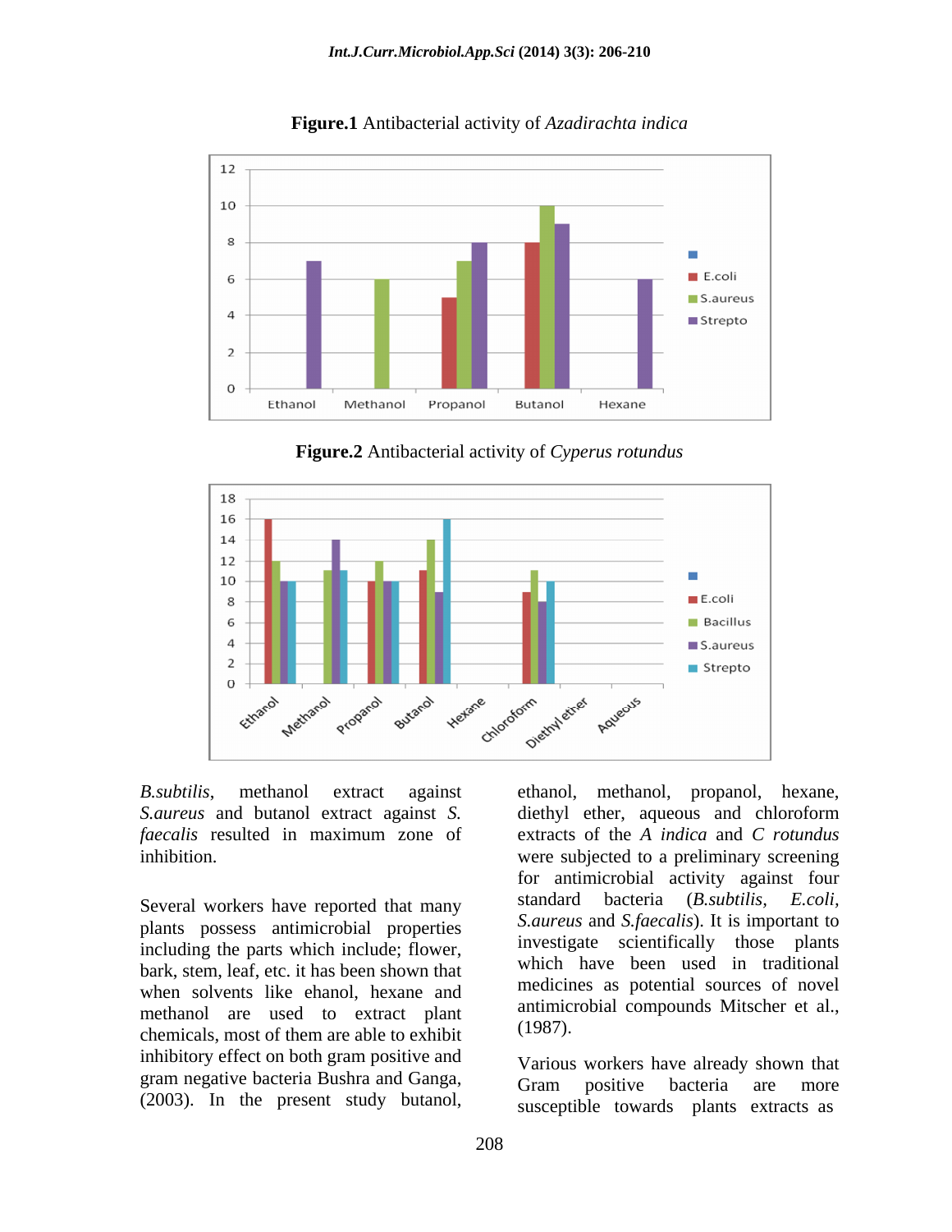**Figure.1** Antibacterial activity of *Azadirachta indica*

**Figure.2** Antibacterial activity of *Cyperus rotundus*

*B.subtilis*, methanol extract against *S.aureus* and butanol extract against *S. faecalis* resulted in maximum zone of inhibition.

Several workers have reported that many plants possess antimicrobial properties including the parts which include; flower, bark, stem, leaf, etc. it has been shown that when solvents like ehanol, hexane and methanol are used to extract plant chemicals, most of them are able to exhibit inhibitory effect on both gram positive and gram negative bacteria Bushra and Ganga, (2003). In the present study butanol, ethanol, methanol, propanol, hexane, diethyl ether, aqueous and chloroform extracts of the *A indica* and *C rotundus* were subjected to a preliminary screening for antimicrobial activity against four standard bacteria (*B.subtilis*, *E.coli*, *S.aureus* and *S.faecalis*). It is important to investigate scientifically those plants which have been used in traditional medicines as potential sources of novel antimicrobial compounds Mitscher et al., (1987).

Various workers have already shown that Gram positive bacteria are more susceptible towards plants extracts as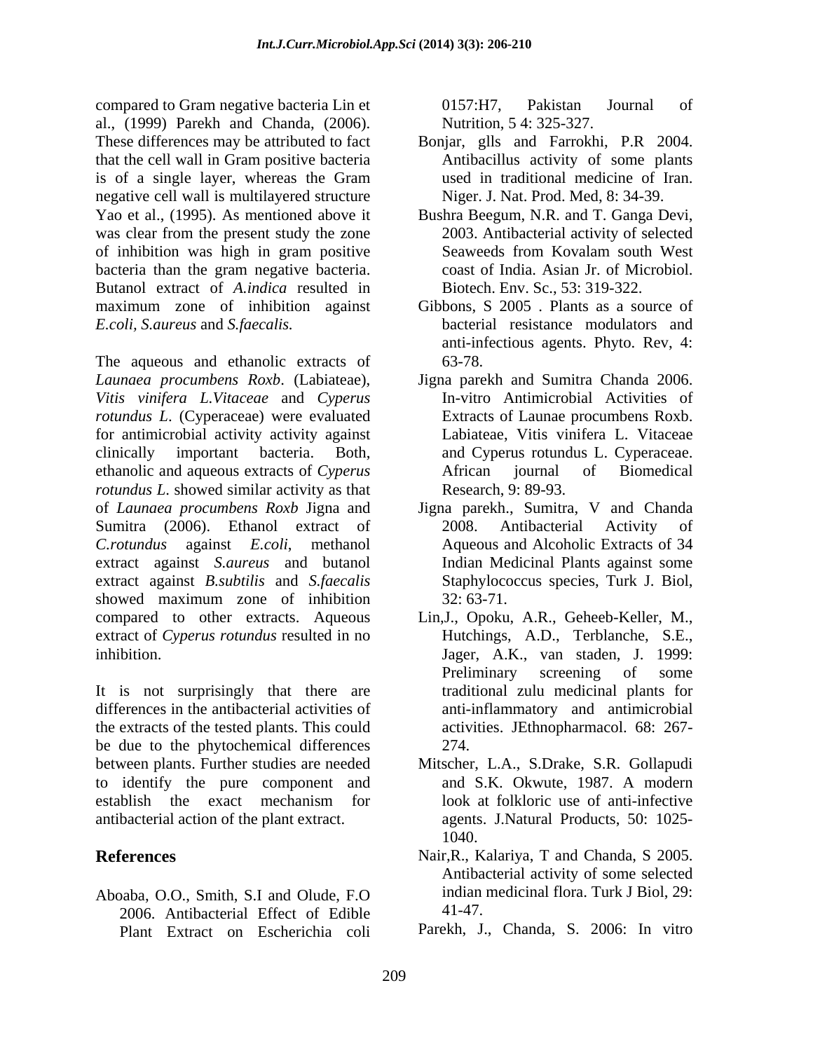compared to Gram negative bacteria Lin et al., (1999) Parekh and Chanda, (2006). These differences may be attributed to fact that the cell wall in Gram positive bacteria is of a single layer, whereas the Gram negative cell wall is multilayered structure Yao et al., (1995). As mentioned above it was clear from the present study the zone of inhibition was high in gram positive bacteria than the gram negative bacteria. Butanol extract of *A.indica* resulted in maximum zone of inhibition against *E.coli, S.aureus* and *S.faecalis.*

The aqueous and ethanolic extracts of *Launaea procumbens Roxb*. (Labiateae), *Vitis vinifera L.Vitaceae* and *Cyperus rotundus L*. (Cyperaceae) were evaluated for antimicrobial activity activity against clinically important bacteria. Both, ethanolic and aqueous extracts of *Cyperus rotundus L*. showed similar activity as that of *Launaea procumbens Roxb* Jigna and Sumitra (2006). Ethanol extract of *C.rotundus* against *E.coli*, methanol extract against *S.aureus* and butanol extract against *B.subtilis* and *S.faecalis* showed maximum zone of inhibition compared to other extracts. Aqueous extract of *Cyperus rotundus* resulted in no inhibition.

It is not surprisingly that there are differences in the antibacterial activities of the extracts of the tested plants. This could be due to the phytochemical differences between plants. Further studies are needed to identify the pure component and establish the exact mechanism for antibacterial action of the plant extract.

## References

Aboaba, O.O., Smith, S.I and Olude, F.O 2006. Antibacterial Effect of Edible Plant Extract on Escherichia coli 0157:H7, Pakistan Journal of Nutrition, 5 4: 325-327.

Bonjar, glls and Farrokhi, P.R 2004. Antibacillus activity of some plants used in traditional medicine of Iran. Niger. J. Nat. Prod. Med, 8: 34-39.

Bushra Beegum, N.R. and T. Ganga Devi, 2003. Antibacterial activity of selected Seaweeds from Kovalam south West coast of India. Asian Jr. of Microbiol. Biotech. Env. Sc., 53: 319-322.

Gibbons, S 2005 . Plants as a source of bacterial resistance modulators and anti-infectious agents. Phyto. Rev, 4: 63-78.

Jigna parekh and Sumitra Chanda 2006. In-vitro Antimicrobial Activities of Extracts of Launae procumbens Roxb. Labiateae, Vitis vinifera L. Vitaceae and Cyperus rotundus L. Cyperaceae. African journal of Biomedical Research, 9: 89-93.

Jigna parekh., Sumitra, V and Chanda 2008. Antibacterial Activity of Aqueous and Alcoholic Extracts of 34 Indian Medicinal Plants against some Staphylococcus species, Turk J. Biol, 32: 63-71.

Lin,J., Opoku, A.R., Geheeb-Keller, M., Hutchings, A.D., Terblanche, S.E., Jager, A.K., van staden, J. 1999: Preliminary screening of some traditional zulu medicinal plants for anti-inflammatory and antimicrobial activities. JEthnopharmacol. 68: 267-274.

Mitscher, L.A., S.Drake, S.R. Gollapudi and S.K. Okwute, 1987. A modern look at folkloric use of anti-infective agents. J.Natural Products, 50: 1025-1040.

Nair,R., Kalariya, T and Chanda, S 2005. Antibacterial activity of some selected indian medicinal flora. Turk J Biol, 29: 41-47.

Parekh, J., Chanda, S. 2006: In vitro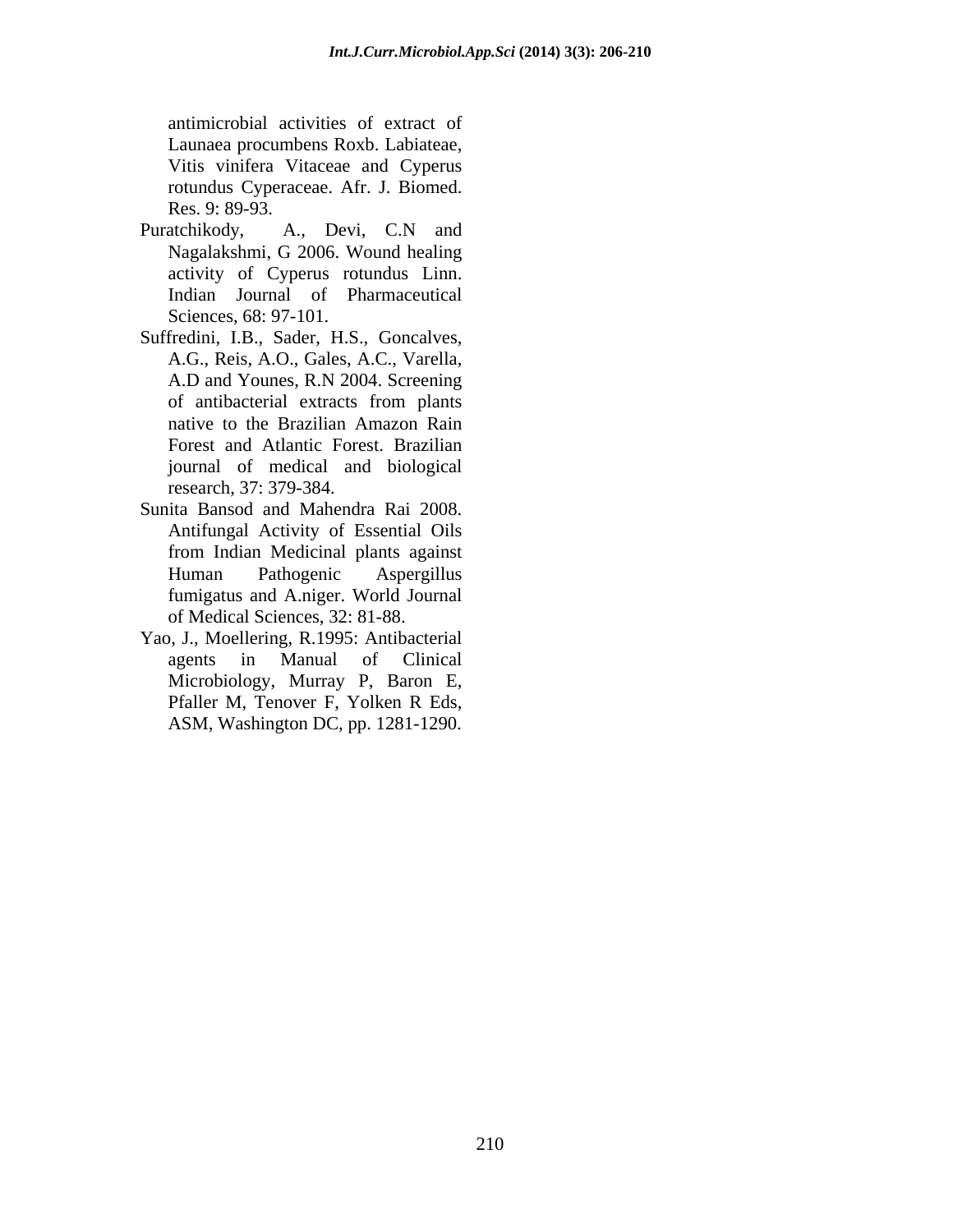antimicrobial activities of extract of Launaea procumbens Roxb. Labiateae, Vitis vinifera Vitaceae and Cyperus rotundus Cyperaceae. Afr. J. Biomed. Res. 9: 89-93.

Puratchikody, A., Devi, C.N and Nagalakshmi, G 2006. Wound healing activity of Cyperus rotundus Linn. Indian Journal of Pharmaceutical Sciences, 68: 97-101.

Suffredini, I.B., Sader, H.S., Goncalves, A.G., Reis, A.O., Gales, A.C., Varella, A.D and Younes, R.N 2004. Screening of antibacterial extracts from plants native to the Brazilian Amazon Rain Forest and Atlantic Forest. Brazilian journal of medical and biological research, 37: 379-384.

Sunita Bansod and Mahendra Rai 2008. Antifungal Activity of Essential Oils from Indian Medicinal plants against Human Pathogenic Aspergillus fumigatus and A.niger. World Journal of Medical Sciences, 32: 81-88.

Yao, J., Moellering, R.1995: Antibacterial agents in Manual of Clinical Microbiology, Murray P, Baron E, Pfaller M, Tenover F, Yolken R Eds, ASM, Washington DC, pp. 1281-1290.